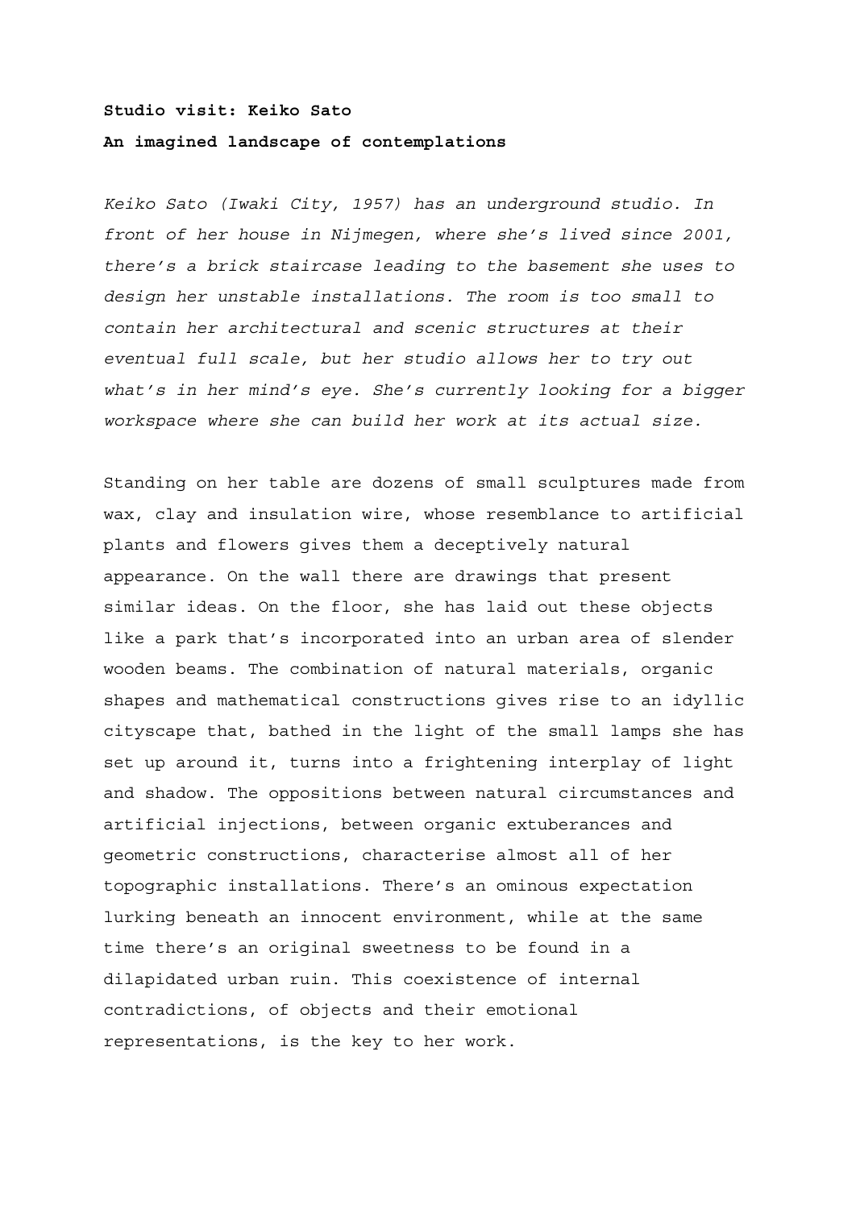**Studio visit: Keiko Sato**

**An imagined landscape of contemplations**

*Keiko Sato (Iwaki City, 1957) has an underground studio. In front of her house in Nijmegen, where she's lived since 2001, there's a brick staircase leading to the basement she uses to design her unstable installations. The room is too small to contain her architectural and scenic structures at their eventual full scale, but her studio allows her to try out what's in her mind's eye. She's currently looking for a bigger workspace where she can build her work at its actual size.*

Standing on her table are dozens of small sculptures made from wax, clay and insulation wire, whose resemblance to artificial plants and flowers gives them a deceptively natural appearance. On the wall there are drawings that present similar ideas. On the floor, she has laid out these objects like a park that's incorporated into an urban area of slender wooden beams. The combination of natural materials, organic shapes and mathematical constructions gives rise to an idyllic cityscape that, bathed in the light of the small lamps she has set up around it, turns into a frightening interplay of light and shadow. The oppositions between natural circumstances and artificial injections, between organic extuberances and geometric constructions, characterise almost all of her topographic installations. There's an ominous expectation lurking beneath an innocent environment, while at the same time there's an original sweetness to be found in a dilapidated urban ruin. This coexistence of internal contradictions, of objects and their emotional representations, is the key to her work.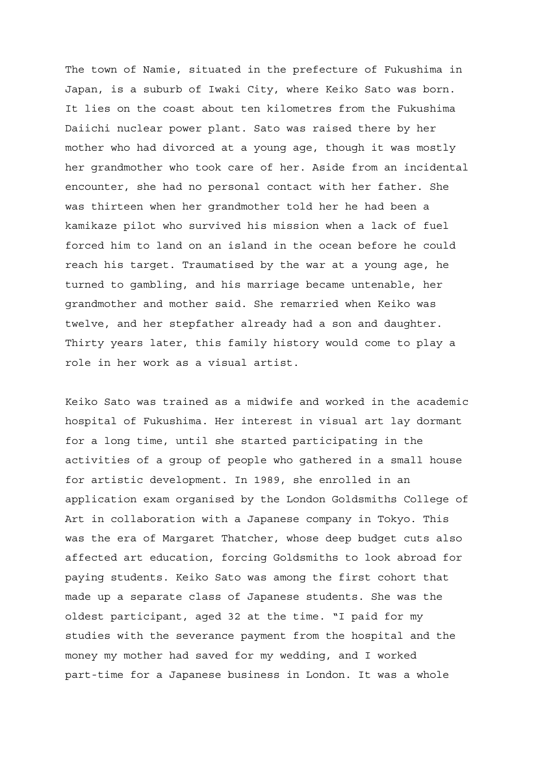The town of Namie, situated in the prefecture of Fukushima in Japan, is a suburb of Iwaki City, where Keiko Sato was born. It lies on the coast about ten kilometres from the Fukushima Daiichi nuclear power plant. Sato was raised there by her mother who had divorced at a young age, though it was mostly her grandmother who took care of her. Aside from an incidental encounter, she had no personal contact with her father. She was thirteen when her grandmother told her he had been a kamikaze pilot who survived his mission when a lack of fuel forced him to land on an island in the ocean before he could reach his target. Traumatised by the war at a young age, he turned to gambling, and his marriage became untenable, her grandmother and mother said. She remarried when Keiko was twelve, and her stepfather already had a son and daughter. Thirty years later, this family history would come to play a role in her work as a visual artist.

Keiko Sato was trained as a midwife and worked in the academic hospital of Fukushima. Her interest in visual art lay dormant for a long time, until she started participating in the activities of a group of people who gathered in a small house for artistic development. In 1989, she enrolled in an application exam organised by the London Goldsmiths College of Art in collaboration with a Japanese company in Tokyo. This was the era of Margaret Thatcher, whose deep budget cuts also affected art education, forcing Goldsmiths to look abroad for paying students. Keiko Sato was among the first cohort that made up a separate class of Japanese students. She was the oldest participant, aged 32 at the time. "I paid for my studies with the severance payment from the hospital and the money my mother had saved for my wedding, and I worked part-time for a Japanese business in London. It was a whole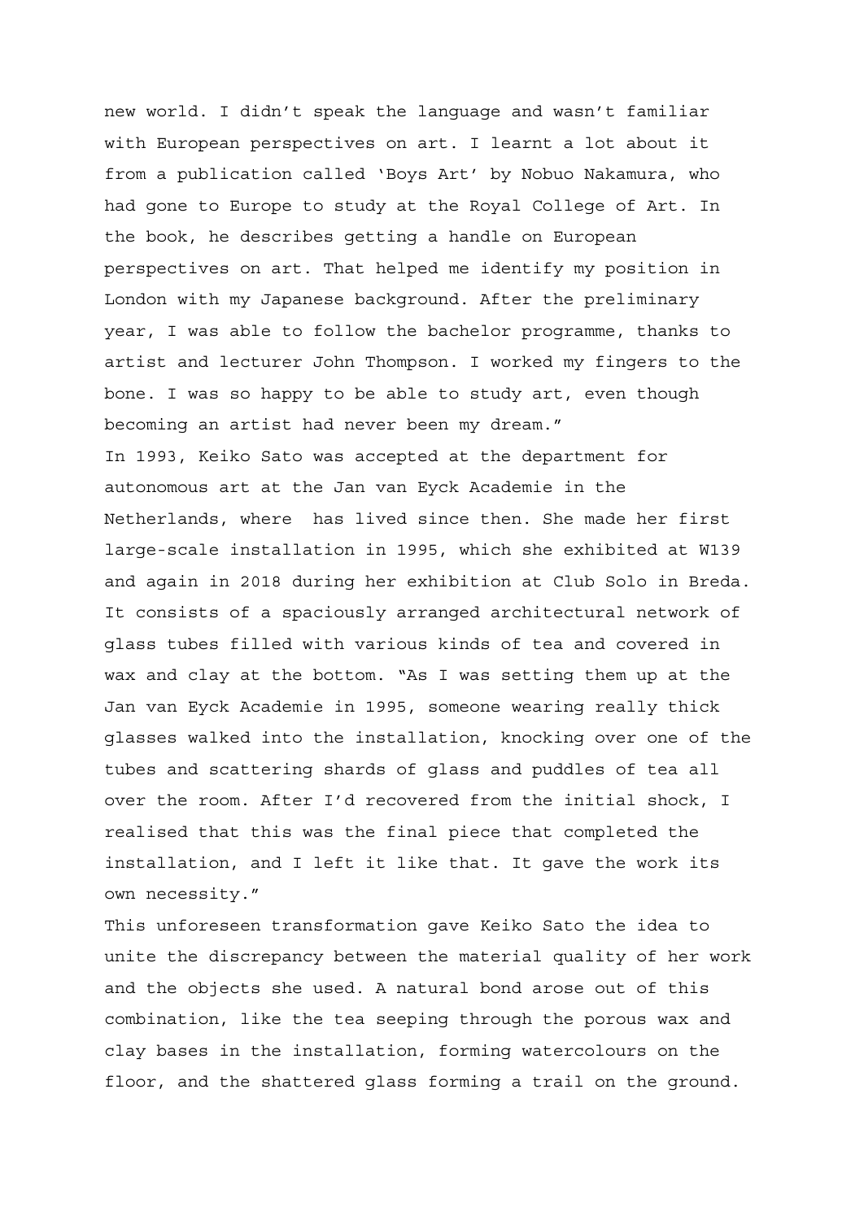new world. I didn't speak the language and wasn't familiar with European perspectives on art. I learnt a lot about it from a publication called 'Boys Art' by Nobuo Nakamura, who had gone to Europe to study at the Royal College of Art. In the book, he describes getting a handle on European perspectives on art. That helped me identify my position in London with my Japanese background. After the preliminary year, I was able to follow the bachelor programme, thanks to artist and lecturer John Thompson. I worked my fingers to the bone. I was so happy to be able to study art, even though becoming an artist had never been my dream."

In 1993, Keiko Sato was accepted at the department for autonomous art at the Jan van Eyck Academie in the Netherlands, where  has lived since then. She made her first large-scale installation in 1995, which she exhibited at W139 and again in 2018 during her exhibition at Club Solo in Breda. It consists of a spaciously arranged architectural network of glass tubes filled with various kinds of tea and covered in wax and clay at the bottom. "As I was setting them up at the Jan van Eyck Academie in 1995, someone wearing really thick glasses walked into the installation, knocking over one of the tubes and scattering shards of glass and puddles of tea all over the room. After I'd recovered from the initial shock, I realised that this was the final piece that completed the installation, and I left it like that. It gave the work its own necessity."

This unforeseen transformation gave Keiko Sato the idea to unite the discrepancy between the material quality of her work and the objects she used. A natural bond arose out of this combination, like the tea seeping through the porous wax and clay bases in the installation, forming watercolours on the floor, and the shattered glass forming a trail on the ground.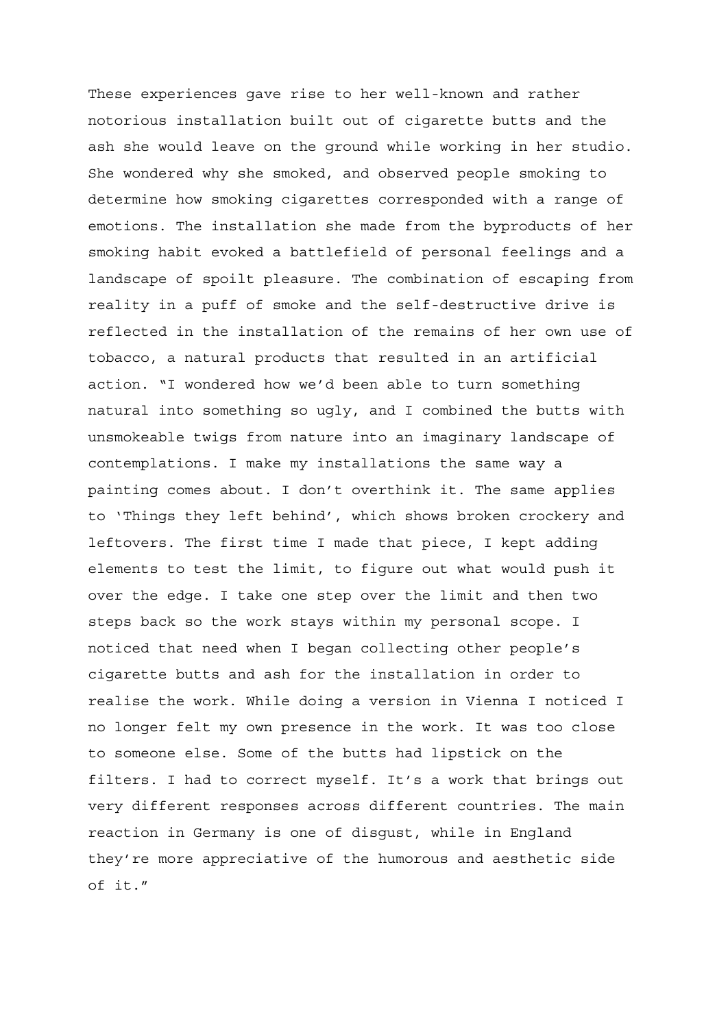These experiences gave rise to her well-known and rather notorious installation built out of cigarette butts and the ash she would leave on the ground while working in her studio. She wondered why she smoked, and observed people smoking to determine how smoking cigarettes corresponded with a range of emotions. The installation she made from the byproducts of her smoking habit evoked a battlefield of personal feelings and a landscape of spoilt pleasure. The combination of escaping from reality in a puff of smoke and the self-destructive drive is reflected in the installation of the remains of her own use of tobacco, a natural products that resulted in an artificial action. "I wondered how we'd been able to turn something natural into something so ugly, and I combined the butts with unsmokeable twigs from nature into an imaginary landscape of contemplations. I make my installations the same way a painting comes about. I don't overthink it. The same applies to 'Things they left behind', which shows broken crockery and leftovers. The first time I made that piece, I kept adding elements to test the limit, to figure out what would push it over the edge. I take one step over the limit and then two steps back so the work stays within my personal scope. I noticed that need when I began collecting other people's cigarette butts and ash for the installation in order to realise the work. While doing a version in Vienna I noticed I no longer felt my own presence in the work. It was too close to someone else. Some of the butts had lipstick on the filters. I had to correct myself. It's a work that brings out very different responses across different countries. The main reaction in Germany is one of disgust, while in England they're more appreciative of the humorous and aesthetic side of it."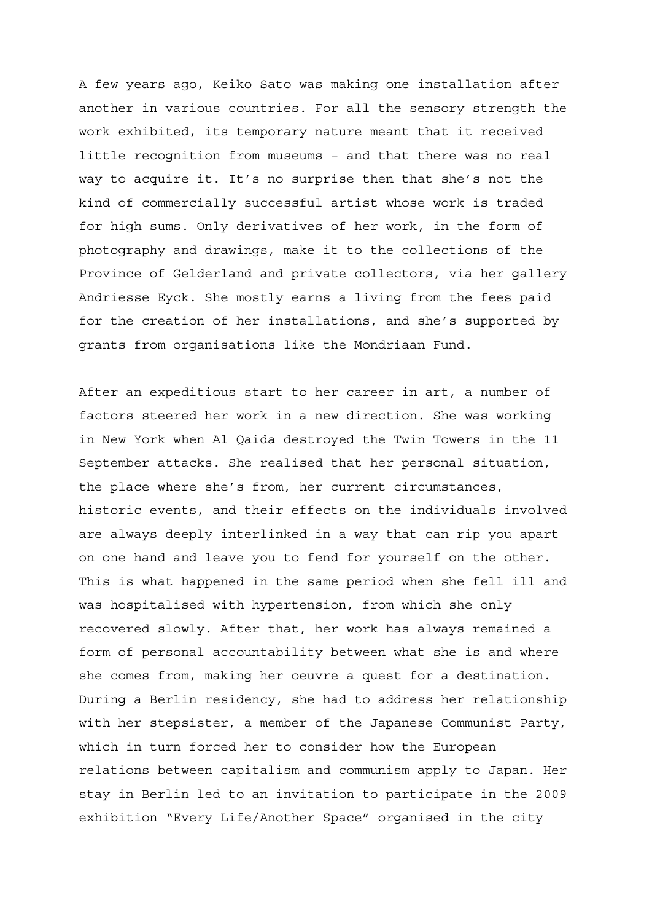A few years ago, Keiko Sato was making one installation after another in various countries. For all the sensory strength the work exhibited, its temporary nature meant that it received little recognition from museums – and that there was no real way to acquire it. It's no surprise then that she's not the kind of commercially successful artist whose work is traded for high sums. Only derivatives of her work, in the form of photography and drawings, make it to the collections of the Province of Gelderland and private collectors, via her gallery Andriesse Eyck. She mostly earns a living from the fees paid for the creation of her installations, and she's supported by grants from organisations like the Mondriaan Fund.

After an expeditious start to her career in art, a number of factors steered her work in a new direction. She was working in New York when Al Qaida destroyed the Twin Towers in the 11 September attacks. She realised that her personal situation, the place where she's from, her current circumstances, historic events, and their effects on the individuals involved are always deeply interlinked in a way that can rip you apart on one hand and leave you to fend for yourself on the other. This is what happened in the same period when she fell ill and was hospitalised with hypertension, from which she only recovered slowly. After that, her work has always remained a form of personal accountability between what she is and where she comes from, making her oeuvre a quest for a destination. During a Berlin residency, she had to address her relationship with her stepsister, a member of the Japanese Communist Party, which in turn forced her to consider how the European relations between capitalism and communism apply to Japan. Her stay in Berlin led to an invitation to participate in the 2009 exhibition "Every Life/Another Space" organised in the city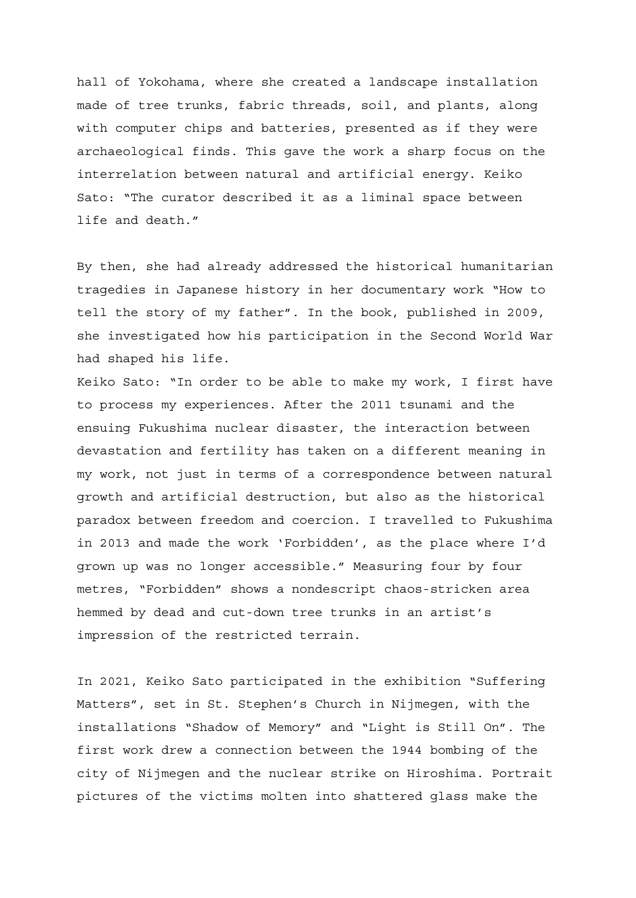hall of Yokohama, where she created a landscape installation made of tree trunks, fabric threads, soil, and plants, along with computer chips and batteries, presented as if they were archaeological finds. This gave the work a sharp focus on the interrelation between natural and artificial energy. Keiko Sato: "The curator described it as a liminal space between life and death."

By then, she had already addressed the historical humanitarian tragedies in Japanese history in her documentary work "How to tell the story of my father". In the book, published in 2009, she investigated how his participation in the Second World War had shaped his life.

Keiko Sato: "In order to be able to make my work, I first have to process my experiences. After the 2011 tsunami and the ensuing Fukushima nuclear disaster, the interaction between devastation and fertility has taken on a different meaning in my work, not just in terms of a correspondence between natural growth and artificial destruction, but also as the historical paradox between freedom and coercion. I travelled to Fukushima in 2013 and made the work 'Forbidden', as the place where I'd grown up was no longer accessible." Measuring four by four metres, "Forbidden" shows a nondescript chaos-stricken area hemmed by dead and cut-down tree trunks in an artist's impression of the restricted terrain.

In 2021, Keiko Sato participated in the exhibition "Suffering Matters", set in St. Stephen's Church in Nijmegen, with the installations "Shadow of Memory" and "Light is Still On". The first work drew a connection between the 1944 bombing of the city of Nijmegen and the nuclear strike on Hiroshima. Portrait pictures of the victims molten into shattered glass make the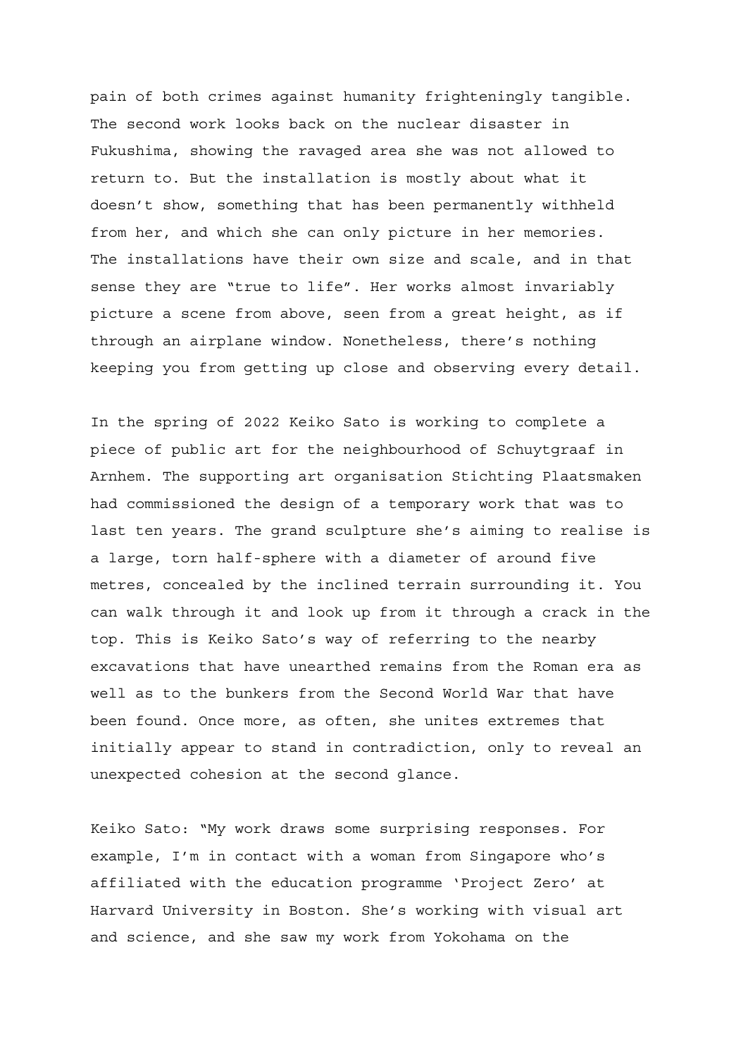pain of both crimes against humanity frighteningly tangible. The second work looks back on the nuclear disaster in Fukushima, showing the ravaged area she was not allowed to return to. But the installation is mostly about what it doesn't show, something that has been permanently withheld from her, and which she can only picture in her memories. The installations have their own size and scale, and in that sense they are "true to life". Her works almost invariably picture a scene from above, seen from a great height, as if through an airplane window. Nonetheless, there's nothing keeping you from getting up close and observing every detail.

In the spring of 2022 Keiko Sato is working to complete a piece of public art for the neighbourhood of Schuytgraaf in Arnhem. The supporting art organisation Stichting Plaatsmaken had commissioned the design of a temporary work that was to last ten years. The grand sculpture she's aiming to realise is a large, torn half-sphere with a diameter of around five metres, concealed by the inclined terrain surrounding it. You can walk through it and look up from it through a crack in the top. This is Keiko Sato's way of referring to the nearby excavations that have unearthed remains from the Roman era as well as to the bunkers from the Second World War that have been found. Once more, as often, she unites extremes that initially appear to stand in contradiction, only to reveal an unexpected cohesion at the second glance.

Keiko Sato: "My work draws some surprising responses. For example, I'm in contact with a woman from Singapore who's affiliated with the education programme 'Project Zero' at Harvard University in Boston. She's working with visual art and science, and she saw my work from Yokohama on the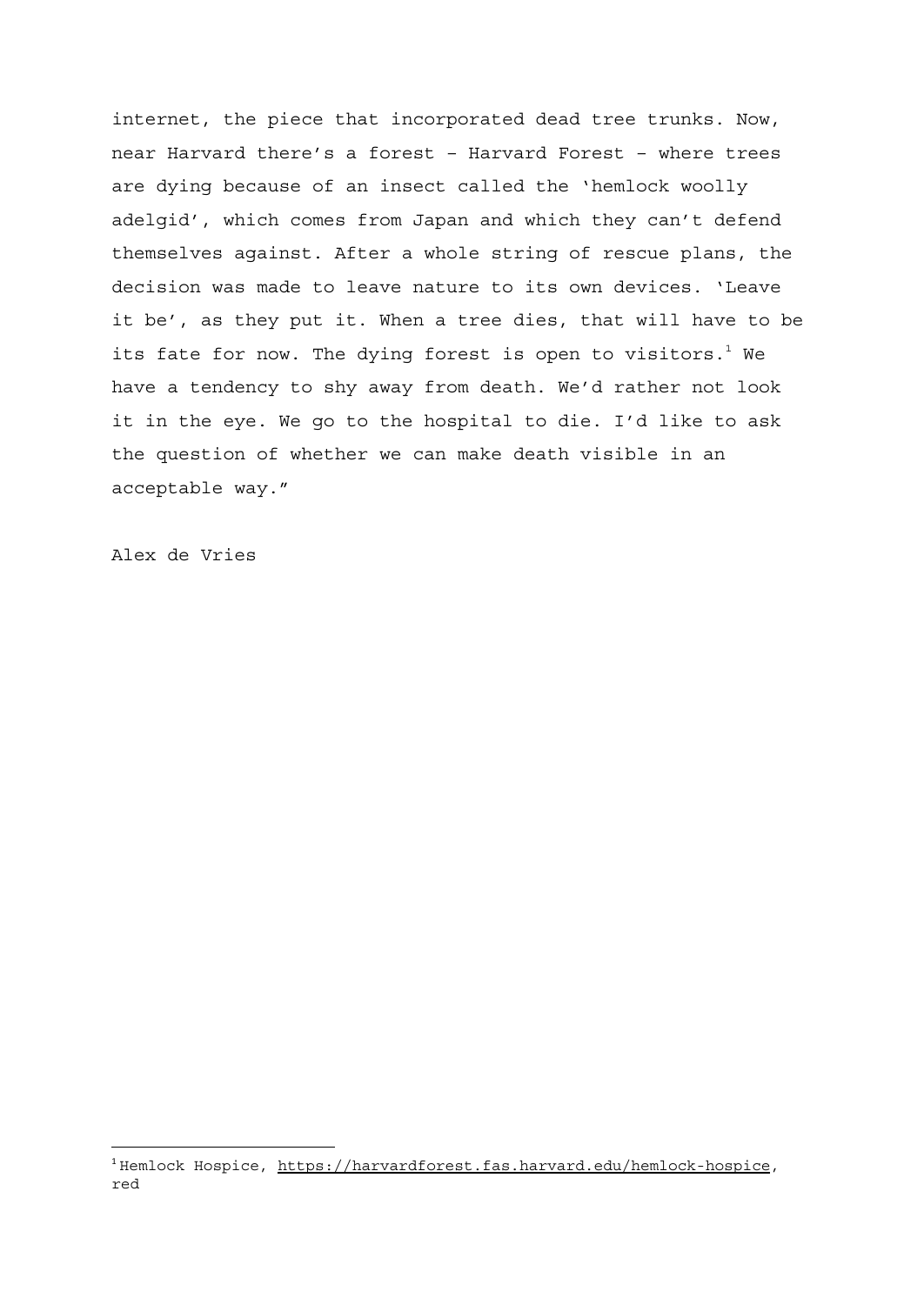internet, the piece that incorporated dead tree trunks. Now, near Harvard there's a forest – Harvard Forest – where trees are dying because of an insect called the 'hemlock woolly adelgid', which comes from Japan and which they can't defend themselves against. After a whole string of rescue plans, the decision was made to leave nature to its own devices. 'Leave it be', as they put it. When a tree dies, that will have to be its fate for now. The dying forest is open to visitors.[1] We have a tendency to shy away from death. We'd rather not look it in the eye. We go to the hospital to die. I'd like to ask the question of whether we can make death visible in an acceptable way."

Alex de Vries

---

[1] Hemlock Hospice, https://harvardforest.fas.harvard.edu/hemlock-hospice, red